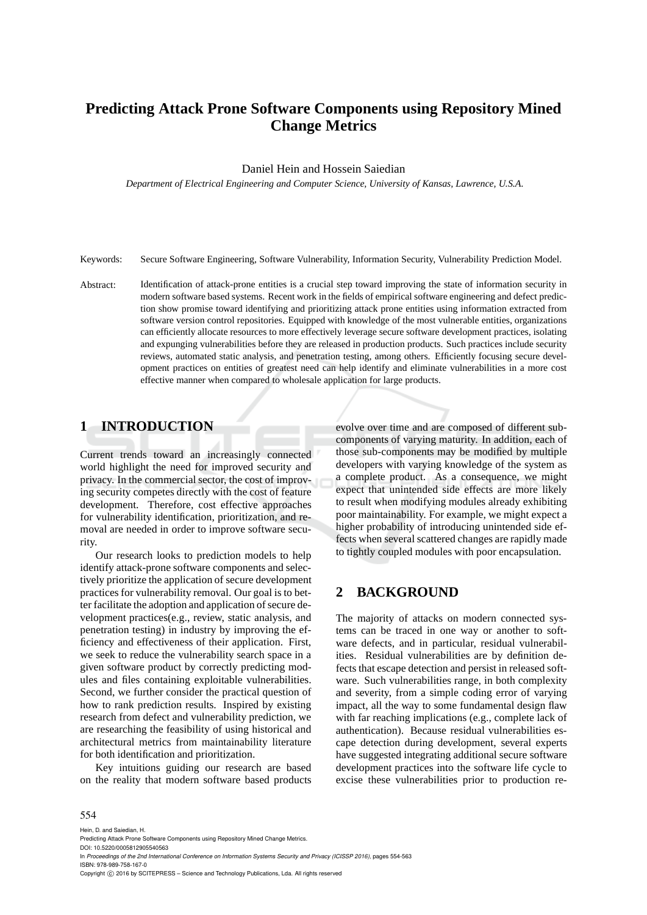# Predicting Attack Prone Software Components using Repository Mined Change Metrics

Daniel Hein and Hossein Saiedian

*Department of Electrical Engineering and Computer Science, University of Kansas, Lawrence, U.S.A.*

Keywords: Secure Software Engineering, Software Vulnerability, Information Security, Vulnerability Prediction Model.

Abstract: Identification of attack-prone entities is a crucial step toward improving the state of information security in modern software based systems. Recent work in the fields of empirical software engineering and defect prediction show promise toward identifying and prioritizing attack prone entities using information extracted from software version control repositories. Equipped with knowledge of the most vulnerable entities, organizations can efficiently allocate resources to more effectively leverage secure software development practices, isolating and expunging vulnerabilities before they are released in production products. Such practices include security reviews, automated static analysis, and penetration testing, among others. Efficiently focusing secure development practices on entities of greatest need can help identify and eliminate vulnerabilities in a more cost effective manner when compared to wholesale application for large products.

## 1 INTRODUCTION

Current trends toward an increasingly connected world highlight the need for improved security and privacy. In the commercial sector, the cost of improving security competes directly with the cost of feature development. Therefore, cost effective approaches for vulnerability identification, prioritization, and removal are needed in order to improve software security.

Our research looks to prediction models to help identify attack-prone software components and selectively prioritize the application of secure development practices for vulnerability removal. Our goal is to better facilitate the adoption and application of secure development practices(e.g., review, static analysis, and penetration testing) in industry by improving the efficiency and effectiveness of their application. First, we seek to reduce the vulnerability search space in a given software product by correctly predicting modules and files containing exploitable vulnerabilities. Second, we further consider the practical question of how to rank prediction results. Inspired by existing research from defect and vulnerability prediction, we are researching the feasibility of using historical and architectural metrics from maintainability literature for both identification and prioritization.

Key intuitions guiding our research are based on the reality that modern software based products evolve over time and are composed of different sub-components of varying maturity. In addition, each of those sub-components may be modified by multiple developers with varying knowledge of the system as a complete product. As a consequence, we might expect that unintended side effects are more likely to result when modifying modules already exhibiting poor maintainability. For example, we might expect a higher probability of introducing unintended side effects when several scattered changes are rapidly made to tightly coupled modules with poor encapsulation.

## 2 BACKGROUND

The majority of attacks on modern connected systems can be traced in one way or another to software defects, and in particular, residual vulnerabilities. Residual vulnerabilities are by definition defects that escape detection and persist in released software. Such vulnerabilities range, in both complexity and severity, from a simple coding error of varying impact, all the way to some fundamental design flaw with far reaching implications (e.g., complete lack of authentication). Because residual vulnerabilities escape detection during development, several experts have suggested integrating additional secure software development practices into the software life cycle to excise these vulnerabilities prior to production re-

Hein, D. and Saiedian, H.
Predicting Attack Prone Software Components using Repository Mined Change Metrics.
DOI: 10.5220/0005812905540563
In *Proceedings of the 2nd International Conference on Information Systems Security and Privacy (ICISSP 2016)*, pages 554-563
ISBN: 978-989-758-167-0
Copyright © 2016 by SCITEPRESS – Science and Technology Publications, Lda. All rights reserved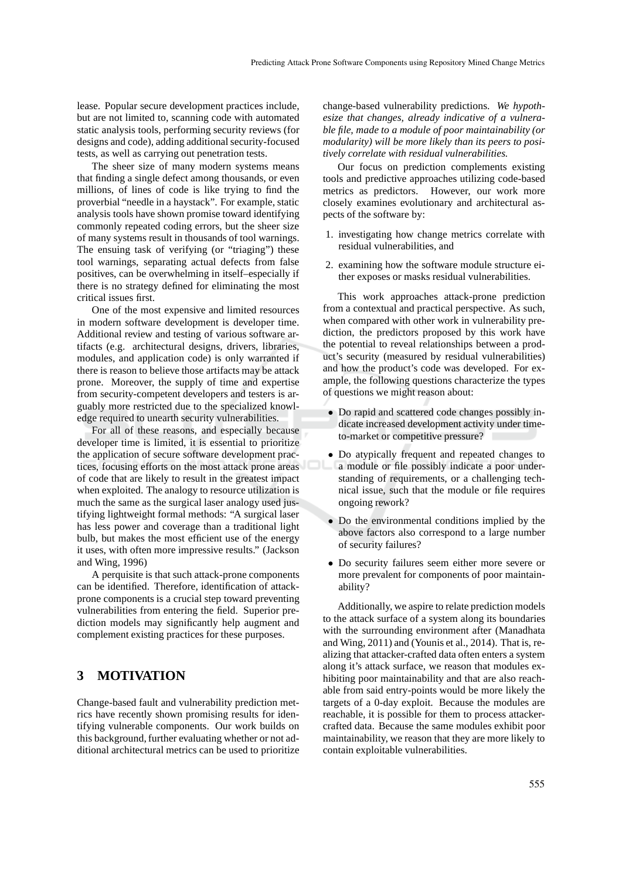lease. Popular secure development practices include, but are not limited to, scanning code with automated static analysis tools, performing security reviews (for designs and code), adding additional security-focused tests, as well as carrying out penetration tests.

The sheer size of many modern systems means that finding a single defect among thousands, or even millions, of lines of code is like trying to find the proverbial "needle in a haystack". For example, static analysis tools have shown promise toward identifying commonly repeated coding errors, but the sheer size of many systems result in thousands of tool warnings. The ensuing task of verifying (or "triaging") these tool warnings, separating actual defects from false positives, can be overwhelming in itself–especially if there is no strategy defined for eliminating the most critical issues first.

One of the most expensive and limited resources in modern software development is developer time. Additional review and testing of various software artifacts (e.g. architectural designs, drivers, libraries, modules, and application code) is only warranted if there is reason to believe those artifacts may be attack prone. Moreover, the supply of time and expertise from security-competent developers and testers is arguably more restricted due to the specialized knowledge required to unearth security vulnerabilities.

For all of these reasons, and especially because developer time is limited, it is essential to prioritize the application of secure software development practices, focusing efforts on the most attack prone areas of code that are likely to result in the greatest impact when exploited. The analogy to resource utilization is much the same as the surgical laser analogy used justifying lightweight formal methods: "A surgical laser has less power and coverage than a traditional light bulb, but makes the most efficient use of the energy it uses, with often more impressive results." (Jackson and Wing, 1996)

A perquisite is that such attack-prone components can be identified. Therefore, identification of attack-prone components is a crucial step toward preventing vulnerabilities from entering the field. Superior prediction models may significantly help augment and complement existing practices for these purposes.

## 3 MOTIVATION

Change-based fault and vulnerability prediction metrics have recently shown promising results for identifying vulnerable components. Our work builds on this background, further evaluating whether or not additional architectural metrics can be used to prioritize change-based vulnerability predictions. *We hypothesize that changes, already indicative of a vulnerable file, made to a module of poor maintainability (or modularity) will be more likely than its peers to positively correlate with residual vulnerabilities.*

Our focus on prediction complements existing tools and predictive approaches utilizing code-based metrics as predictors. However, our work more closely examines evolutionary and architectural aspects of the software by:

1. investigating how change metrics correlate with residual vulnerabilities, and
2. examining how the software module structure either exposes or masks residual vulnerabilities.

This work approaches attack-prone prediction from a contextual and practical perspective. As such, when compared with other work in vulnerability prediction, the predictors proposed by this work have the potential to reveal relationships between a product's security (measured by residual vulnerabilities) and how the product's code was developed. For example, the following questions characterize the types of questions we might reason about:

- Do rapid and scattered code changes possibly indicate increased development activity under time-to-market or competitive pressure?
- Do atypically frequent and repeated changes to a module or file possibly indicate a poor understanding of requirements, or a challenging technical issue, such that the module or file requires ongoing rework?
- Do the environmental conditions implied by the above factors also correspond to a large number of security failures?
- Do security failures seem either more severe or more prevalent for components of poor maintainability?

Additionally, we aspire to relate prediction models to the attack surface of a system along its boundaries with the surrounding environment after (Manadhata and Wing, 2011) and (Younis et al., 2014). That is, realizing that attacker-crafted data often enters a system along it's attack surface, we reason that modules exhibiting poor maintainability and that are also reachable from said entry-points would be more likely the targets of a 0-day exploit. Because the modules are reachable, it is possible for them to process attacker-crafted data. Because the same modules exhibit poor maintainability, we reason that they are more likely to contain exploitable vulnerabilities.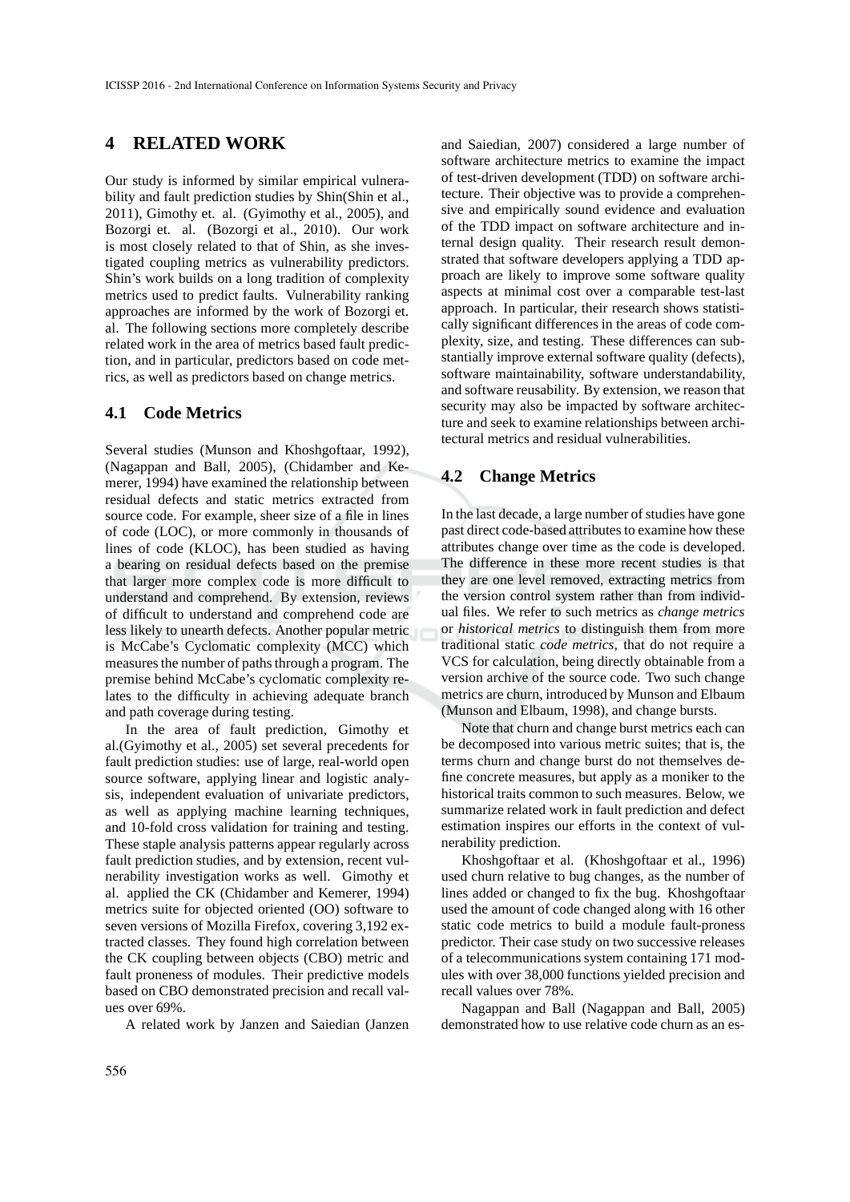## 4 RELATED WORK

Our study is informed by similar empirical vulnerability and fault prediction studies by Shin(Shin et al., 2011), Gimothy et. al. (Gyimothy et al., 2005), and Bozorgi et. al. (Bozorgi et al., 2010). Our work is most closely related to that of Shin, as she investigated coupling metrics as vulnerability predictors. Shin's work builds on a long tradition of complexity metrics used to predict faults. Vulnerability ranking approaches are informed by the work of Bozorgi et. al. The following sections more completely describe related work in the area of metrics based fault prediction, and in particular, predictors based on code metrics, as well as predictors based on change metrics.

### 4.1 Code Metrics

Several studies (Munson and Khoshgoftaar, 1992), (Nagappan and Ball, 2005), (Chidamber and Kemerer, 1994) have examined the relationship between residual defects and static metrics extracted from source code. For example, sheer size of a file in lines of code (LOC), or more commonly in thousands of lines of code (KLOC), has been studied as having a bearing on residual defects based on the premise that larger more complex code is more difficult to understand and comprehend. By extension, reviews of difficult to understand and comprehend code are less likely to unearth defects. Another popular metric is McCabe's Cyclomatic complexity (MCC) which measures the number of paths through a program. The premise behind McCabe's cyclomatic complexity relates to the difficulty in achieving adequate branch and path coverage during testing.

In the area of fault prediction, Gimothy et al.(Gyimothy et al., 2005) set several precedents for fault prediction studies: use of large, real-world open source software, applying linear and logistic analysis, independent evaluation of univariate predictors, as well as applying machine learning techniques, and 10-fold cross validation for training and testing. These staple analysis patterns appear regularly across fault prediction studies, and by extension, recent vulnerability investigation works as well. Gimothy et al. applied the CK (Chidamber and Kemerer, 1994) metrics suite for objected oriented (OO) software to seven versions of Mozilla Firefox, covering 3,192 extracted classes. They found high correlation between the CK coupling between objects (CBO) metric and fault proneness of modules. Their predictive models based on CBO demonstrated precision and recall values over 69%.

A related work by Janzen and Saiedian (Janzen and Saiedian, 2007) considered a large number of software architecture metrics to examine the impact of test-driven development (TDD) on software architecture. Their objective was to provide a comprehensive and empirically sound evidence and evaluation of the TDD impact on software architecture and internal design quality. Their research result demonstrated that software developers applying a TDD approach are likely to improve some software quality aspects at minimal cost over a comparable test-last approach. In particular, their research shows statistically significant differences in the areas of code complexity, size, and testing. These differences can substantially improve external software quality (defects), software maintainability, software understandability, and software reusability. By extension, we reason that security may also be impacted by software architecture and seek to examine relationships between architectural metrics and residual vulnerabilities.

### 4.2 Change Metrics

In the last decade, a large number of studies have gone past direct code-based attributes to examine how these attributes change over time as the code is developed. The difference in these more recent studies is that they are one level removed, extracting metrics from the version control system rather than from individual files. We refer to such metrics as *change metrics* or *historical metrics* to distinguish them from more traditional static *code metrics*, that do not require a VCS for calculation, being directly obtainable from a version archive of the source code. Two such change metrics are churn, introduced by Munson and Elbaum (Munson and Elbaum, 1998), and change bursts.

Note that churn and change burst metrics each can be decomposed into various metric suites; that is, the terms churn and change burst do not themselves define concrete measures, but apply as a moniker to the historical traits common to such measures. Below, we summarize related work in fault prediction and defect estimation inspires our efforts in the context of vulnerability prediction.

Khoshgoftaar et al. (Khoshgoftaar et al., 1996) used churn relative to bug changes, as the number of lines added or changed to fix the bug. Khoshgoftaar used the amount of code changed along with 16 other static code metrics to build a module fault-proneness predictor. Their case study on two successive releases of a telecommunications system containing 171 modules with over 38,000 functions yielded precision and recall values over 78%.

Nagappan and Ball (Nagappan and Ball, 2005) demonstrated how to use relative code churn as an es-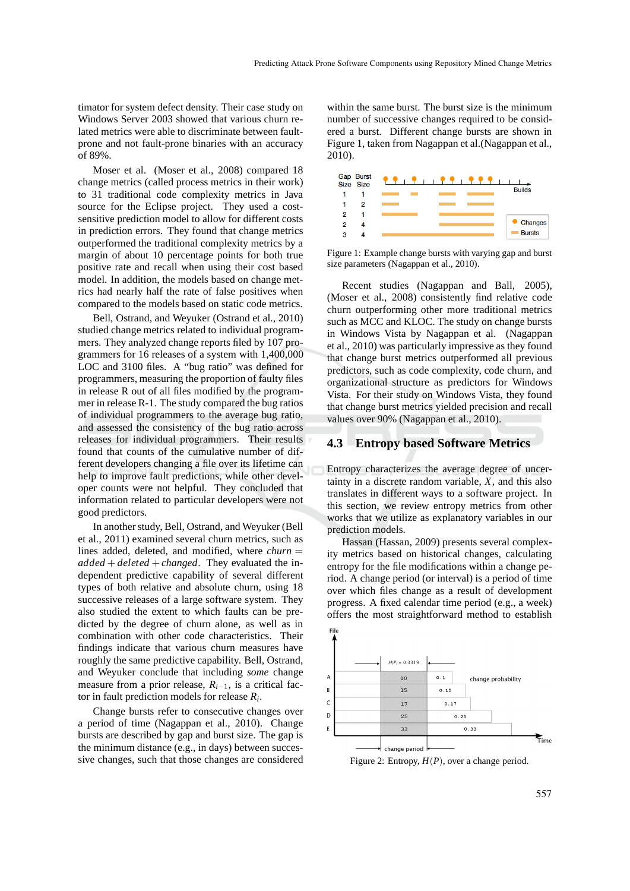timator for system defect density. Their case study on Windows Server 2003 showed that various churn related metrics were able to discriminate between fault-prone and not fault-prone binaries with an accuracy of 89%.

Moser et al. (Moser et al., 2008) compared 18 change metrics (called process metrics in their work) to 31 traditional code complexity metrics in Java source for the Eclipse project. They used a cost-sensitive prediction model to allow for different costs in prediction errors. They found that change metrics outperformed the traditional complexity metrics by a margin of about 10 percentage points for both true positive rate and recall when using their cost based model. In addition, the models based on change metrics had nearly half the rate of false positives when compared to the models based on static code metrics.

Bell, Ostrand, and Weyuker (Ostrand et al., 2010) studied change metrics related to individual programmers. They analyzed change reports filed by 107 programmers for 16 releases of a system with 1,400,000 LOC and 3100 files. A "bug ratio" was defined for programmers, measuring the proportion of faulty files in release R out of all files modified by the programmer in release R-1. The study compared the bug ratios of individual programmers to the average bug ratio, and assessed the consistency of the bug ratio across releases for individual programmers. Their results found that counts of the cumulative number of different developers changing a file over its lifetime can help to improve fault predictions, while other developer counts were not helpful. They concluded that information related to particular developers were not good predictors.

In another study, Bell, Ostrand, and Weyuker (Bell et al., 2011) examined several churn metrics, such as lines added, deleted, and modified, where $churn = added + deleted + changed$. They evaluated the independent predictive capability of several different types of both relative and absolute churn, using 18 successive releases of a large software system. They also studied the extent to which faults can be predicted by the degree of churn alone, as well as in combination with other code characteristics. Their findings indicate that various churn measures have roughly the same predictive capability. Bell, Ostrand, and Weyuker conclude that including *some* change measure from a prior release, $R_{i-1}$, is a critical factor in fault prediction models for release $R_i$.

Change bursts refer to consecutive changes over a period of time (Nagappan et al., 2010). Change bursts are described by gap and burst size. The gap is the minimum distance (e.g., in days) between successive changes, such that those changes are considered within the same burst. The burst size is the minimum number of successive changes required to be considered a burst. Different change bursts are shown in Figure 1, taken from Nagappan et al.(Nagappan et al., 2010).

Figure 1: Example change bursts with varying gap and burst size parameters (Nagappan et al., 2010).

Recent studies (Nagappan and Ball, 2005), (Moser et al., 2008) consistently find relative code churn outperforming other more traditional metrics such as MCC and KLOC. The study on change bursts in Windows Vista by Nagappan et al. (Nagappan et al., 2010) was particularly impressive as they found that change burst metrics outperformed all previous predictors, such as code complexity, code churn, and organizational structure as predictors for Windows Vista. For their study on Windows Vista, they found that change burst metrics yielded precision and recall values over 90% (Nagappan et al., 2010).

## 4.3 Entropy based Software Metrics

Entropy characterizes the average degree of uncertainty in a discrete random variable, $X$, and this also translates in different ways to a software project. In this section, we review entropy metrics from other works that we utilize as explanatory variables in our prediction models.

Hassan (Hassan, 2009) presents several complexity metrics based on historical changes, calculating entropy for the file modifications within a change period. A change period (or interval) is a period of time over which files change as a result of development progress. A fixed calendar time period (e.g., a week) offers the most straightforward method to establish

Figure 2: Entropy, $H(P)$, over a change period.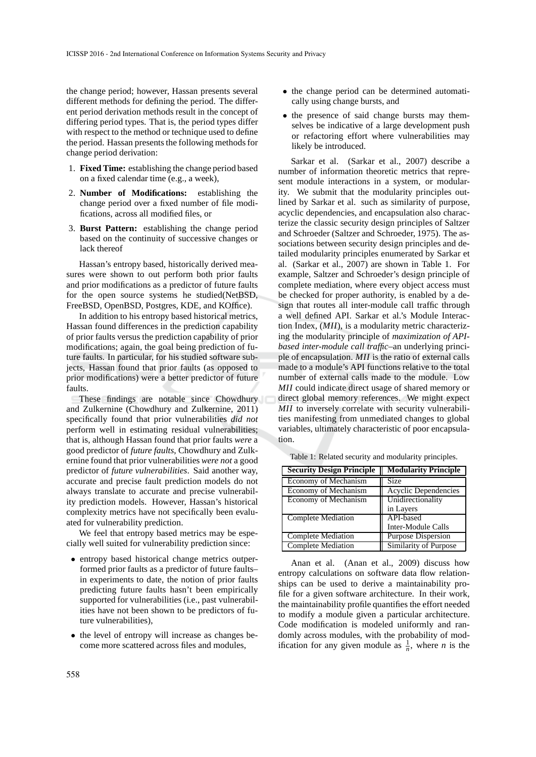the change period; however, Hassan presents several different methods for defining the period. The different period derivation methods result in the concept of differing period types. That is, the period types differ with respect to the method or technique used to define the period. Hassan presents the following methods for change period derivation:

1. **Fixed Time:** establishing the change period based on a fixed calendar time (e.g., a week),
2. **Number of Modifications:** establishing the change period over a fixed number of file modifications, across all modified files, or
3. **Burst Pattern:** establishing the change period based on the continuity of successive changes or lack thereof

Hassan's entropy based, historically derived measures were shown to out perform both prior faults and prior modifications as a predictor of future faults for the open source systems he studied(NetBSD, FreeBSD, OpenBSD, Postgres, KDE, and KOffice).

In addition to his entropy based historical metrics, Hassan found differences in the prediction capability of prior faults versus the prediction capability of prior modifications; again, the goal being prediction of future faults. In particular, for his studied software subjects, Hassan found that prior faults (as opposed to prior modifications) were a better predictor of future faults.

These findings are notable since Chowdhury and Zulkernine (Chowdhury and Zulkernine, 2011) specifically found that prior vulnerabilities *did not* perform well in estimating residual vulnerabilities; that is, although Hassan found that prior faults *were* a good predictor of *future faults*, Chowdhury and Zulkernine found that prior vulnerabilities *were not* a good predictor of *future vulnerabilities*. Said another way, accurate and precise fault prediction models do not always translate to accurate and precise vulnerability prediction models. However, Hassan's historical complexity metrics have not specifically been evaluated for vulnerability prediction.

We feel that entropy based metrics may be especially well suited for vulnerability prediction since:

- entropy based historical change metrics outperformed prior faults as a predictor of future faults– in experiments to date, the notion of prior faults predicting future faults hasn't been empirically supported for vulnerabilities (i.e., past vulnerabilities have not been shown to be predictors of future vulnerabilities),
- the level of entropy will increase as changes become more scattered across files and modules,
- the change period can be determined automatically using change bursts, and
- the presence of said change bursts may themselves be indicative of a large development push or refactoring effort where vulnerabilities may likely be introduced.

Sarkar et al. (Sarkar et al., 2007) describe a number of information theoretic metrics that represent module interactions in a system, or modularity. We submit that the modularity principles outlined by Sarkar et al. such as similarity of purpose, acyclic dependencies, and encapsulation also characterize the classic security design principles of Saltzer and Schroeder (Saltzer and Schroeder, 1975). The associations between security design principles and detailed modularity principles enumerated by Sarkar et al. (Sarkar et al., 2007) are shown in Table 1. For example, Saltzer and Schroeder's design principle of complete mediation, where every object access must be checked for proper authority, is enabled by a design that routes all inter-module call traffic through a well defined API. Sarkar et al.'s Module Interaction Index, (*MII*), is a modularity metric characterizing the modularity principle of *maximization of API-based inter-module call traffic*–an underlying principle of encapsulation. *MII* is the ratio of external calls made to a module's API functions relative to the total number of external calls made to the module. Low *MII* could indicate direct usage of shared memory or direct global memory references. We might expect *MII* to inversely correlate with security vulnerabilities manifesting from unmediated changes to global variables, ultimately characteristic of poor encapsulation.

Table 1: Related security and modularity principles.

| Security Design Principle | Modularity Principle |
|---|---|
| Economy of Mechanism | Size |
| Economy of Mechanism | Acyclic Dependencies |
| Economy of Mechanism | Unidirectionality in Layers |
| Complete Mediation | API-based Inter-Module Calls |
| Complete Mediation | Purpose Dispersion |
| Complete Mediation | Similarity of Purpose |

Anan et al. (Anan et al., 2009) discuss how entropy calculations on software data flow relationships can be used to derive a maintainability profile for a given software architecture. In their work, the maintainability profile quantifies the effort needed to modify a module given a particular architecture. Code modification is modeled uniformly and randomly across modules, with the probability of modification for any given module as $\frac{1}{n}$, where $n$ is the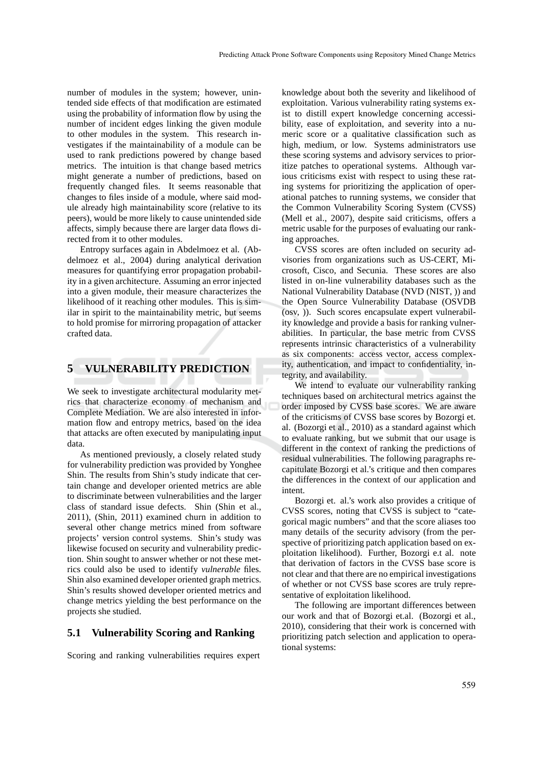number of modules in the system; however, unintended side effects of that modification are estimated using the probability of information flow by using the number of incident edges linking the given module to other modules in the system. This research investigates if the maintainability of a module can be used to rank predictions powered by change based metrics. The intuition is that change based metrics might generate a number of predictions, based on frequently changed files. It seems reasonable that changes to files inside of a module, where said module already high maintainability score (relative to its peers), would be more likely to cause unintended side affects, simply because there are larger data flows directed from it to other modules.

Entropy surfaces again in Abdelmoez et al. (Abdelmoez et al., 2004) during analytical derivation measures for quantifying error propagation probability in a given architecture. Assuming an error injected into a given module, their measure characterizes the likelihood of it reaching other modules. This is similar in spirit to the maintainability metric, but seems to hold promise for mirroring propagation of attacker crafted data.

## 5 VULNERABILITY PREDICTION

We seek to investigate architectural modularity metrics that characterize economy of mechanism and Complete Mediation. We are also interested in information flow and entropy metrics, based on the idea that attacks are often executed by manipulating input data.

As mentioned previously, a closely related study for vulnerability prediction was provided by Yonghee Shin. The results from Shin's study indicate that certain change and developer oriented metrics are able to discriminate between vulnerabilities and the larger class of standard issue defects. Shin (Shin et al., 2011), (Shin, 2011) examined churn in addition to several other change metrics mined from software projects' version control systems. Shin's study was likewise focused on security and vulnerability prediction. Shin sought to answer whether or not these metrics could also be used to identify *vulnerable* files. Shin also examined developer oriented graph metrics. Shin's results showed developer oriented metrics and change metrics yielding the best performance on the projects she studied.

### 5.1 Vulnerability Scoring and Ranking

Scoring and ranking vulnerabilities requires expert knowledge about both the severity and likelihood of exploitation. Various vulnerability rating systems exist to distill expert knowledge concerning accessibility, ease of exploitation, and severity into a numeric score or a qualitative classification such as high, medium, or low. Systems administrators use these scoring systems and advisory services to prioritize patches to operational systems. Although various criticisms exist with respect to using these rating systems for prioritizing the application of operational patches to running systems, we consider that the Common Vulnerability Scoring System (CVSS) (Mell et al., 2007), despite said criticisms, offers a metric usable for the purposes of evaluating our ranking approaches.

CVSS scores are often included on security advisories from organizations such as US-CERT, Microsoft, Cisco, and Secunia. These scores are also listed in on-line vulnerability databases such as the National Vulnerability Database (NVD (NIST, )) and the Open Source Vulnerability Database (OSVDB (osv, )). Such scores encapsulate expert vulnerability knowledge and provide a basis for ranking vulnerabilities. In particular, the base metric from CVSS represents intrinsic characteristics of a vulnerability as six components: access vector, access complexity, authentication, and impact to confidentiality, integrity, and availability.

We intend to evaluate our vulnerability ranking techniques based on architectural metrics against the order imposed by CVSS base scores. We are aware of the criticisms of CVSS base scores by Bozorgi et. al. (Bozorgi et al., 2010) as a standard against which to evaluate ranking, but we submit that our usage is different in the context of ranking the predictions of residual vulnerabilities. The following paragraphs recapitulate Bozorgi et al.'s critique and then compares the differences in the context of our application and intent.

Bozorgi et. al.'s work also provides a critique of CVSS scores, noting that CVSS is subject to "categorical magic numbers" and that the score aliases too many details of the security advisory (from the perspective of prioritizing patch application based on exploitation likelihood). Further, Bozorgi e.t al. note that derivation of factors in the CVSS base score is not clear and that there are no empirical investigations of whether or not CVSS base scores are truly representative of exploitation likelihood.

The following are important differences between our work and that of Bozorgi et.al. (Bozorgi et al., 2010), considering that their work is concerned with prioritizing patch selection and application to operational systems: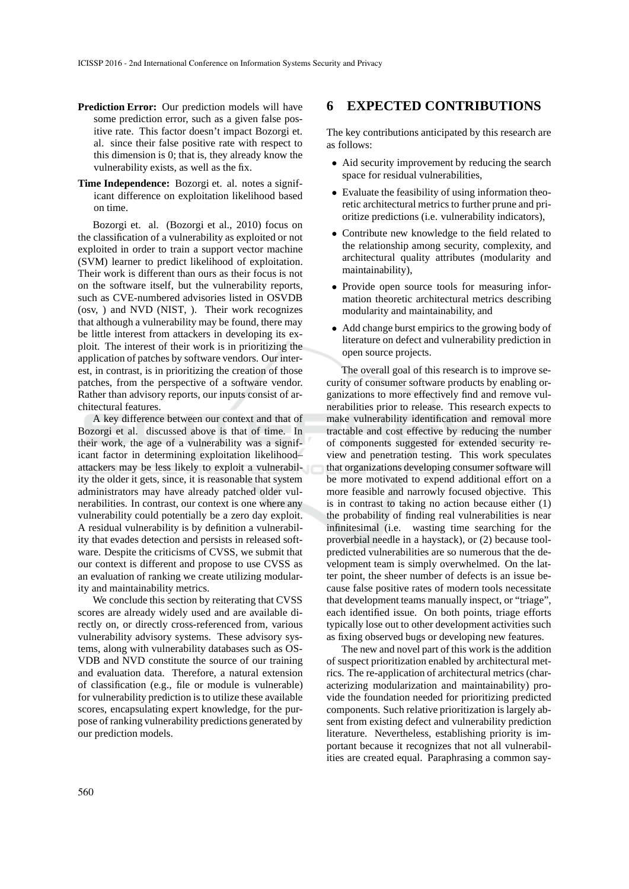**Prediction Error:** Our prediction models will have some prediction error, such as a given false positive rate. This factor doesn't impact Bozorgi et. al. since their false positive rate with respect to this dimension is 0; that is, they already know the vulnerability exists, as well as the fix.

**Time Independence:** Bozorgi et. al. notes a significant difference on exploitation likelihood based on time.

Bozorgi et. al. (Bozorgi et al., 2010) focus on the classification of a vulnerability as exploited or not exploited in order to train a support vector machine (SVM) learner to predict likelihood of exploitation. Their work is different than ours as their focus is not on the software itself, but the vulnerability reports, such as CVE-numbered advisories listed in OSVDB (osv, ) and NVD (NIST, ). Their work recognizes that although a vulnerability may be found, there may be little interest from attackers in developing its exploit. The interest of their work is in prioritizing the application of patches by software vendors. Our interest, in contrast, is in prioritizing the creation of those patches, from the perspective of a software vendor. Rather than advisory reports, our inputs consist of architectural features.

A key difference between our context and that of Bozorgi et al. discussed above is that of time. In their work, the age of a vulnerability was a significant factor in determining exploitation likelihood–attackers may be less likely to exploit a vulnerability the older it gets, since, it is reasonable that system administrators may have already patched older vulnerabilities. In contrast, our context is one where any vulnerability could potentially be a zero day exploit. A residual vulnerability is by definition a vulnerability that evades detection and persists in released software. Despite the criticisms of CVSS, we submit that our context is different and propose to use CVSS as an evaluation of ranking we create utilizing modularity and maintainability metrics.

We conclude this section by reiterating that CVSS scores are already widely used and are available directly on, or directly cross-referenced from, various vulnerability advisory systems. These advisory systems, along with vulnerability databases such as OSVDB and NVD constitute the source of our training and evaluation data. Therefore, a natural extension of classification (e.g., file or module is vulnerable) for vulnerability prediction is to utilize these available scores, encapsulating expert knowledge, for the purpose of ranking vulnerability predictions generated by our prediction models.

# 6 EXPECTED CONTRIBUTIONS

The key contributions anticipated by this research are as follows:

- Aid security improvement by reducing the search space for residual vulnerabilities,
- Evaluate the feasibility of using information theoretic architectural metrics to further prune and prioritize predictions (i.e. vulnerability indicators),
- Contribute new knowledge to the field related to the relationship among security, complexity, and architectural quality attributes (modularity and maintainability),
- Provide open source tools for measuring information theoretic architectural metrics describing modularity and maintainability, and
- Add change burst empirics to the growing body of literature on defect and vulnerability prediction in open source projects.

The overall goal of this research is to improve security of consumer software products by enabling organizations to more effectively find and remove vulnerabilities prior to release. This research expects to make vulnerability identification and removal more tractable and cost effective by reducing the number of components suggested for extended security review and penetration testing. This work speculates that organizations developing consumer software will be more motivated to expend additional effort on a more feasible and narrowly focused objective. This is in contrast to taking no action because either (1) the probability of finding real vulnerabilities is near infinitesimal (i.e. wasting time searching for the proverbial needle in a haystack), or (2) because tool-predicted vulnerabilities are so numerous that the development team is simply overwhelmed. On the latter point, the sheer number of defects is an issue because false positive rates of modern tools necessitate that development teams manually inspect, or "triage", each identified issue. On both points, triage efforts typically lose out to other development activities such as fixing observed bugs or developing new features.

The new and novel part of this work is the addition of suspect prioritization enabled by architectural metrics. The re-application of architectural metrics (characterizing modularization and maintainability) provide the foundation needed for prioritizing predicted components. Such relative prioritization is largely absent from existing defect and vulnerability prediction literature. Nevertheless, establishing priority is important because it recognizes that not all vulnerabilities are created equal. Paraphrasing a common say-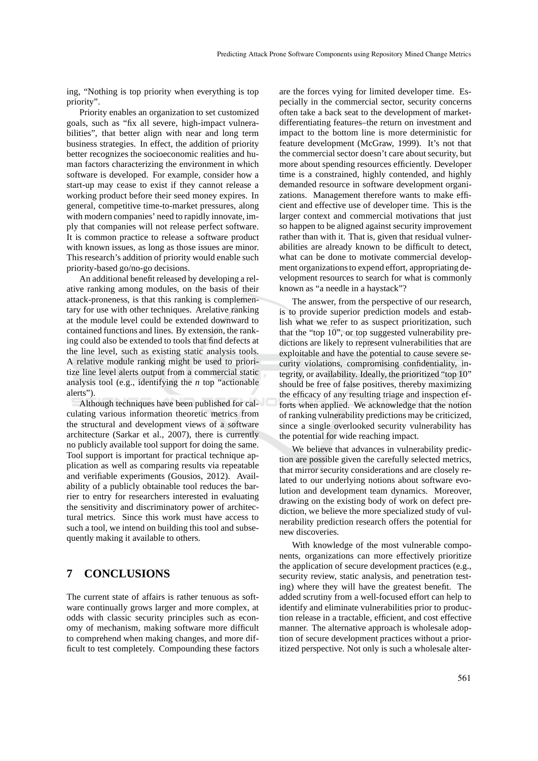ing, "Nothing is top priority when everything is top priority".

Priority enables an organization to set customized goals, such as "fix all severe, high-impact vulnerabilities", that better align with near and long term business strategies. In effect, the addition of priority better recognizes the socioeconomic realities and human factors characterizing the environment in which software is developed. For example, consider how a start-up may cease to exist if they cannot release a working product before their seed money expires. In general, competitive time-to-market pressures, along with modern companies' need to rapidly innovate, imply that companies will not release perfect software. It is common practice to release a software product with known issues, as long as those issues are minor. This research's addition of priority would enable such priority-based go/no-go decisions.

An additional benefit released by developing a relative ranking among modules, on the basis of their attack-proneness, is that this ranking is complementary for use with other techniques. Arelative ranking at the module level could be extended downward to contained functions and lines. By extension, the ranking could also be extended to tools that find defects at the line level, such as existing static analysis tools. A relative module ranking might be used to prioritize line level alerts output from a commercial static analysis tool (e.g., identifying the *n* top "actionable alerts").

Although techniques have been published for calculating various information theoretic metrics from the structural and development views of a software architecture (Sarkar et al., 2007), there is currently no publicly available tool support for doing the same. Tool support is important for practical technique application as well as comparing results via repeatable and verifiable experiments (Gousios, 2012). Availability of a publicly obtainable tool reduces the barrier to entry for researchers interested in evaluating the sensitivity and discriminatory power of architectural metrics. Since this work must have access to such a tool, we intend on building this tool and subsequently making it available to others.

## 7 CONCLUSIONS

The current state of affairs is rather tenuous as software continually grows larger and more complex, at odds with classic security principles such as economy of mechanism, making software more difficult to comprehend when making changes, and more difficult to test completely. Compounding these factors are the forces vying for limited developer time. Especially in the commercial sector, security concerns often take a back seat to the development of market-differentiating features–the return on investment and impact to the bottom line is more deterministic for feature development (McGraw, 1999). It's not that the commercial sector doesn't care about security, but more about spending resources efficiently. Developer time is a constrained, highly contended, and highly demanded resource in software development organizations. Management therefore wants to make efficient and effective use of developer time. This is the larger context and commercial motivations that just so happen to be aligned against security improvement rather than with it. That is, given that residual vulnerabilities are already known to be difficult to detect, what can be done to motivate commercial development organizations to expend effort, appropriating development resources to search for what is commonly known as "a needle in a haystack"?

The answer, from the perspective of our research, is to provide superior prediction models and establish what we refer to as suspect prioritization, such that the "top 10", or top suggested vulnerability predictions are likely to represent vulnerabilities that are exploitable and have the potential to cause severe security violations, compromising confidentiality, integrity, or availability. Ideally, the prioritized "top 10" should be free of false positives, thereby maximizing the efficacy of any resulting triage and inspection efforts when applied. We acknowledge that the notion of ranking vulnerability predictions may be criticized, since a single overlooked security vulnerability has the potential for wide reaching impact.

We believe that advances in vulnerability prediction are possible given the carefully selected metrics, that mirror security considerations and are closely related to our underlying notions about software evolution and development team dynamics. Moreover, drawing on the existing body of work on defect prediction, we believe the more specialized study of vulnerability prediction research offers the potential for new discoveries.

With knowledge of the most vulnerable components, organizations can more effectively prioritize the application of secure development practices (e.g., security review, static analysis, and penetration testing) where they will have the greatest benefit. The added scrutiny from a well-focused effort can help to identify and eliminate vulnerabilities prior to production release in a tractable, efficient, and cost effective manner. The alternative approach is wholesale adoption of secure development practices without a prioritized perspective. Not only is such a wholesale alter-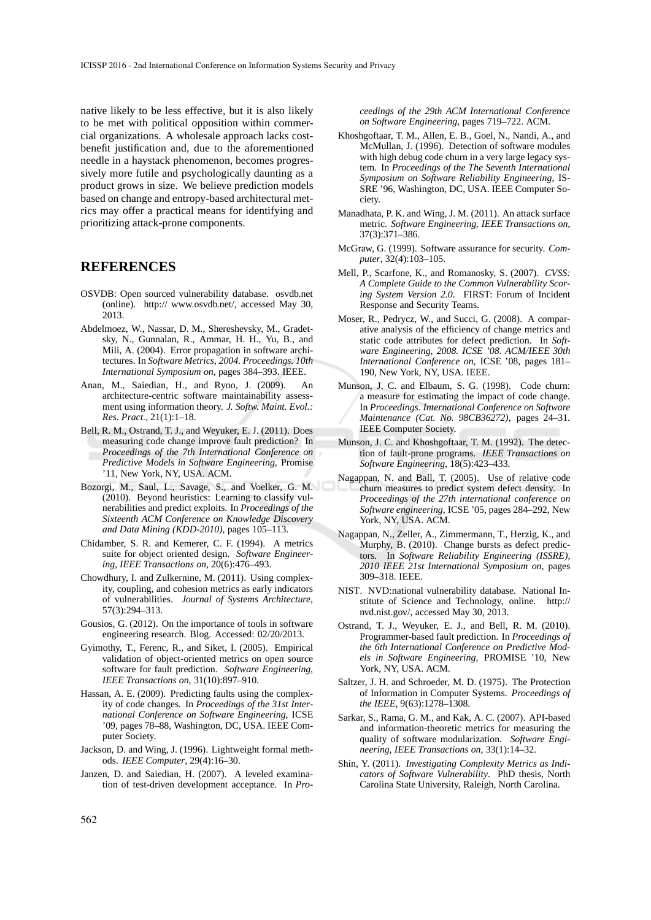native likely to be less effective, but it is also likely to be met with political opposition within commercial organizations. A wholesale approach lacks cost-benefit justification and, due to the aforementioned needle in a haystack phenomenon, becomes progressively more futile and psychologically daunting as a product grows in size. We believe prediction models based on change and entropy-based architectural metrics may offer a practical means for identifying and prioritizing attack-prone components.

## REFERENCES

OSVDB: Open sourced vulnerability database. osvdb.net (online). http:// www.osvdb.net/, accessed May 30, 2013.

Abdelmoez, W., Nassar, D. M., Shereshevsky, M., Gradetsky, N., Gunnalan, R., Ammar, H. H., Yu, B., and Mili, A. (2004). Error propagation in software architectures. In *Software Metrics, 2004. Proceedings. 10th International Symposium on*, pages 384–393. IEEE.

Anan, M., Saiedian, H., and Ryoo, J. (2009). An architecture-centric software maintainability assessment using information theory. *J. Softw. Maint. Evol.: Res. Pract.*, 21(1):1–18.

Bell, R. M., Ostrand, T. J., and Weyuker, E. J. (2011). Does measuring code change improve fault prediction? In *Proceedings of the 7th International Conference on Predictive Models in Software Engineering*, Promise '11, New York, NY, USA. ACM.

Bozorgi, M., Saul, L., Savage, S., and Voelker, G. M. (2010). Beyond heuristics: Learning to classify vulnerabilities and predict exploits. In *Proceedings of the Sixteenth ACM Conference on Knowledge Discovery and Data Mining (KDD-2010)*, pages 105–113.

Chidamber, S. R. and Kemerer, C. F. (1994). A metrics suite for object oriented design. *Software Engineering, IEEE Transactions on*, 20(6):476–493.

Chowdhury, I. and Zulkernine, M. (2011). Using complexity, coupling, and cohesion metrics as early indicators of vulnerabilities. *Journal of Systems Architecture*, 57(3):294–313.

Gousios, G. (2012). On the importance of tools in software engineering research. Blog. Accessed: 02/20/2013.

Gyimothy, T., Ferenc, R., and Siket, I. (2005). Empirical validation of object-oriented metrics on open source software for fault prediction. *Software Engineering, IEEE Transactions on*, 31(10):897–910.

Hassan, A. E. (2009). Predicting faults using the complexity of code changes. In *Proceedings of the 31st International Conference on Software Engineering*, ICSE '09, pages 78–88, Washington, DC, USA. IEEE Computer Society.

Jackson, D. and Wing, J. (1996). Lightweight formal methods. *IEEE Computer*, 29(4):16–30.

Janzen, D. and Saiedian, H. (2007). A leveled examination of test-driven development acceptance. In *Proceedings of the 29th ACM International Conference on Software Engineering*, pages 719–722. ACM.

Khoshgoftaar, T. M., Allen, E. B., Goel, N., Nandi, A., and McMullan, J. (1996). Detection of software modules with high debug code churn in a very large legacy system. In *Proceedings of the The Seventh International Symposium on Software Reliability Engineering*, ISSRE '96, Washington, DC, USA. IEEE Computer Society.

Manadhata, P. K. and Wing, J. M. (2011). An attack surface metric. *Software Engineering, IEEE Transactions on*, 37(3):371–386.

McGraw, G. (1999). Software assurance for security. *Computer*, 32(4):103–105.

Mell, P., Scarfone, K., and Romanosky, S. (2007). *CVSS: A Complete Guide to the Common Vulnerability Scoring System Version 2.0*. FIRST: Forum of Incident Response and Security Teams.

Moser, R., Pedrycz, W., and Succi, G. (2008). A comparative analysis of the efficiency of change metrics and static code attributes for defect prediction. In *Software Engineering, 2008. ICSE '08. ACM/IEEE 30th International Conference on*, ICSE '08, pages 181–190, New York, NY, USA. IEEE.

Munson, J. C. and Elbaum, S. G. (1998). Code churn: a measure for estimating the impact of code change. In *Proceedings. International Conference on Software Maintenance (Cat. No. 98CB36272)*, pages 24–31. IEEE Computer Society.

Munson, J. C. and Khoshgoftaar, T. M. (1992). The detection of fault-prone programs. *IEEE Transactions on Software Engineering*, 18(5):423–433.

Nagappan, N. and Ball, T. (2005). Use of relative code churn measures to predict system defect density. In *Proceedings of the 27th international conference on Software engineering*, ICSE '05, pages 284–292, New York, NY, USA. ACM.

Nagappan, N., Zeller, A., Zimmermann, T., Herzig, K., and Murphy, B. (2010). Change bursts as defect predictors. In *Software Reliability Engineering (ISSRE), 2010 IEEE 21st International Symposium on*, pages 309–318. IEEE.

NIST. NVD:national vulnerability database. National Institute of Science and Technology, online. http:// nvd.nist.gov/, accessed May 30, 2013.

Ostrand, T. J., Weyuker, E. J., and Bell, R. M. (2010). Programmer-based fault prediction. In *Proceedings of the 6th International Conference on Predictive Models in Software Engineering*, PROMISE '10, New York, NY, USA. ACM.

Saltzer, J. H. and Schroeder, M. D. (1975). The Protection of Information in Computer Systems. *Proceedings of the IEEE*, 9(63):1278–1308.

Sarkar, S., Rama, G. M., and Kak, A. C. (2007). API-based and information-theoretic metrics for measuring the quality of software modularization. *Software Engineering, IEEE Transactions on*, 33(1):14–32.

Shin, Y. (2011). *Investigating Complexity Metrics as Indicators of Software Vulnerability*. PhD thesis, North Carolina State University, Raleigh, North Carolina.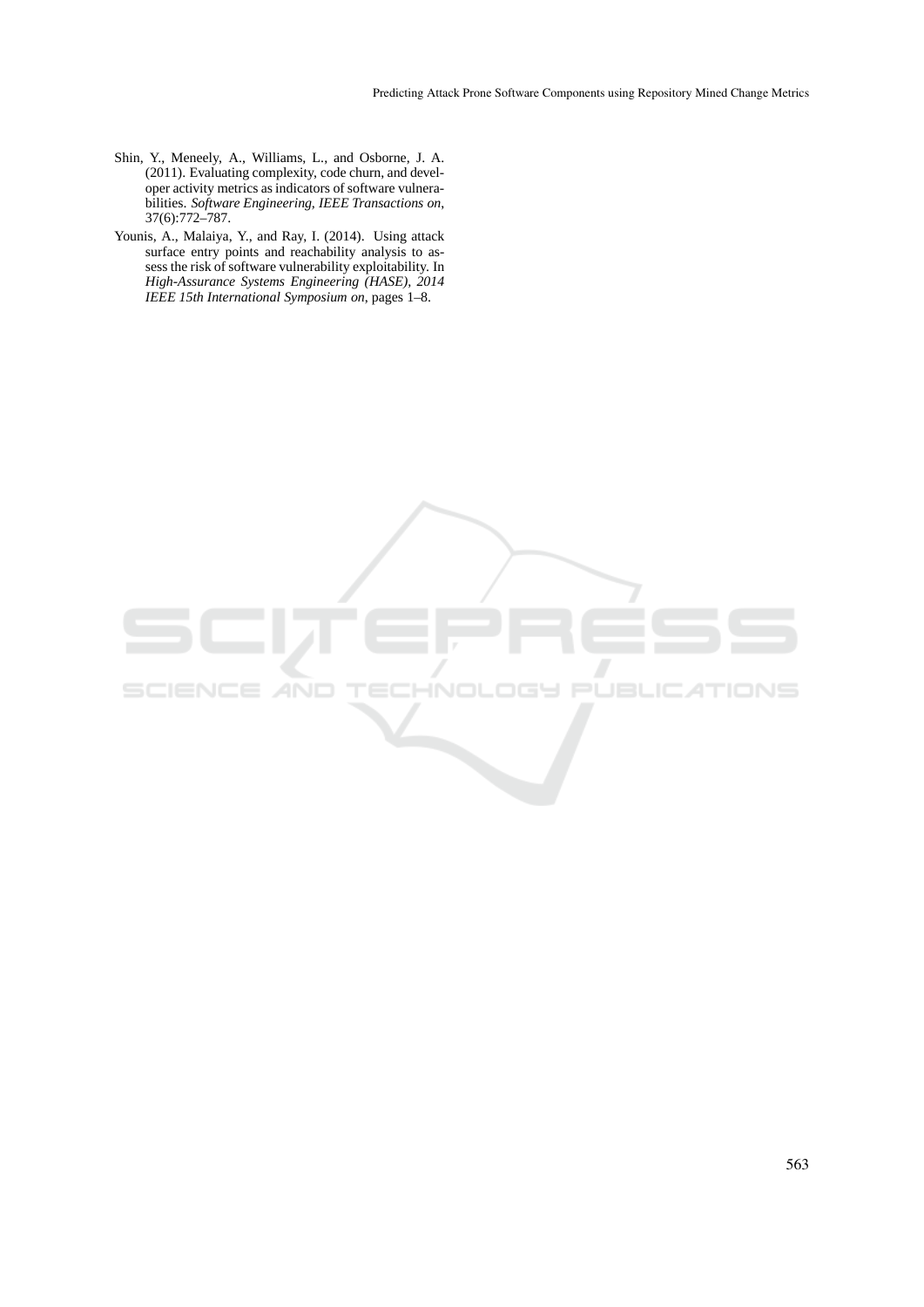Shin, Y., Meneely, A., Williams, L., and Osborne, J. A. (2011). Evaluating complexity, code churn, and developer activity metrics as indicators of software vulnerabilities. *Software Engineering, IEEE Transactions on*, 37(6):772–787.

Younis, A., Malaiya, Y., and Ray, I. (2014). Using attack surface entry points and reachability analysis to assess the risk of software vulnerability exploitability. In *High-Assurance Systems Engineering (HASE), 2014 IEEE 15th International Symposium on*, pages 1–8.